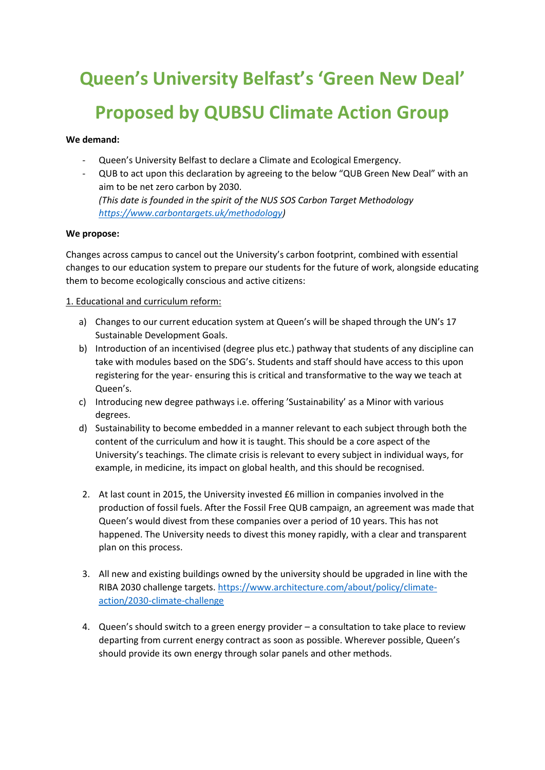# Queen's University Belfast's 'Green New Deal'

# Proposed by QUBSU Climate Action Group

**We demand:**

- Queen's University Belfast to declare a Climate and Ecological Emergency.
- QUB to act upon this declaration by agreeing to the below "QUB Green New Deal" with an aim to be net zero carbon by 2030.
  *(This date is founded in the spirit of the NUS SOS Carbon Target Methodology [https://www.carbontargets.uk/methodology](https://www.carbontargets.uk/methodology))*

**We propose:**

Changes across campus to cancel out the University's carbon footprint, combined with essential changes to our education system to prepare our students for the future of work, alongside educating them to become ecologically conscious and active citizens:

1. Educational and curriculum reform:

   a) Changes to our current education system at Queen's will be shaped through the UN's 17 Sustainable Development Goals.

   b) Introduction of an incentivised (degree plus etc.) pathway that students of any discipline can take with modules based on the SDG's. Students and staff should have access to this upon registering for the year- ensuring this is critical and transformative to the way we teach at Queen's.

   c) Introducing new degree pathways i.e. offering 'Sustainability' as a Minor with various degrees.

   d) Sustainability to become embedded in a manner relevant to each subject through both the content of the curriculum and how it is taught. This should be a core aspect of the University's teachings. The climate crisis is relevant to every subject in individual ways, for example, in medicine, its impact on global health, and this should be recognised.

2. At last count in 2015, the University invested £6 million in companies involved in the production of fossil fuels. After the Fossil Free QUB campaign, an agreement was made that Queen's would divest from these companies over a period of 10 years. This has not happened. The University needs to divest this money rapidly, with a clear and transparent plan on this process.

3. All new and existing buildings owned by the university should be upgraded in line with the RIBA 2030 challenge targets. [https://www.architecture.com/about/policy/climate-action/2030-climate-challenge](https://www.architecture.com/about/policy/climate-action/2030-climate-challenge)

4. Queen's should switch to a green energy provider – a consultation to take place to review departing from current energy contract as soon as possible. Wherever possible, Queen's should provide its own energy through solar panels and other methods.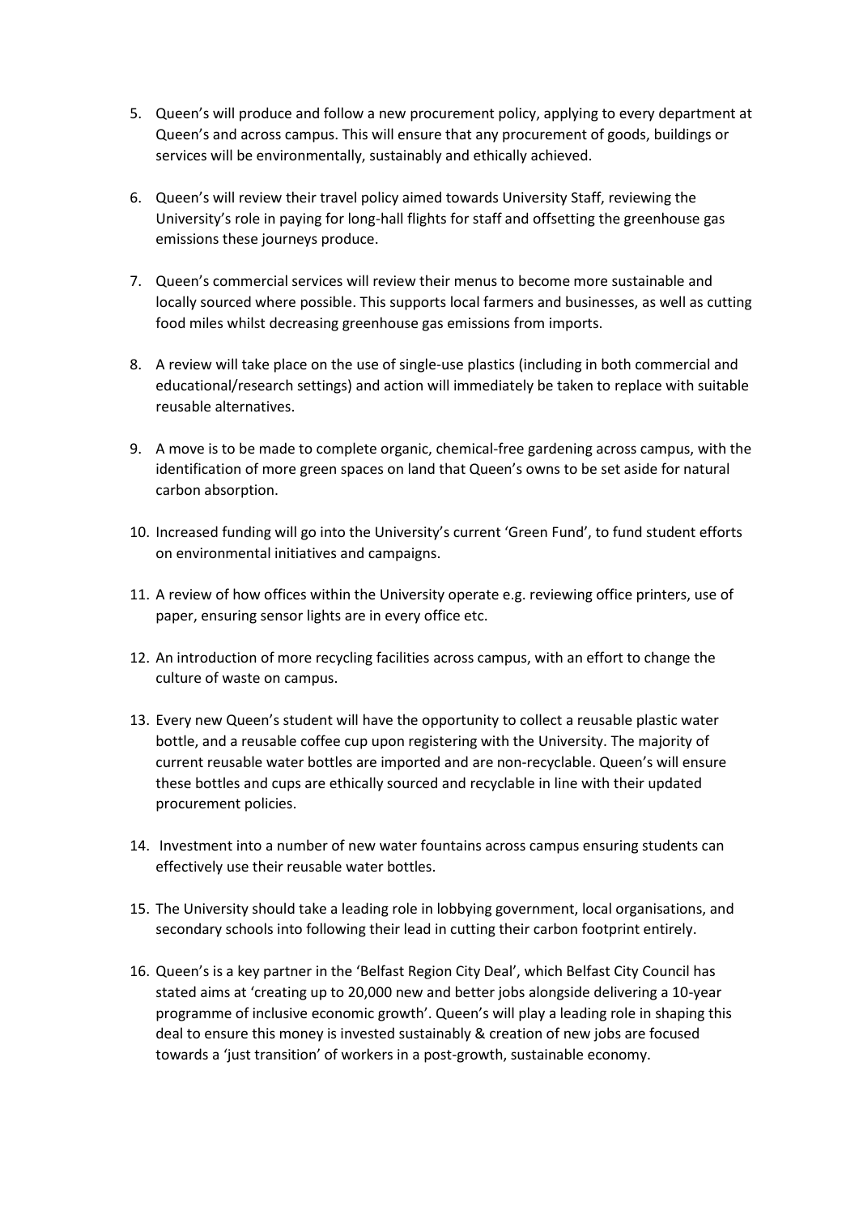5. Queen's will produce and follow a new procurement policy, applying to every department at Queen's and across campus. This will ensure that any procurement of goods, buildings or services will be environmentally, sustainably and ethically achieved.

6. Queen's will review their travel policy aimed towards University Staff, reviewing the University's role in paying for long-hall flights for staff and offsetting the greenhouse gas emissions these journeys produce.

7. Queen's commercial services will review their menus to become more sustainable and locally sourced where possible. This supports local farmers and businesses, as well as cutting food miles whilst decreasing greenhouse gas emissions from imports.

8. A review will take place on the use of single-use plastics (including in both commercial and educational/research settings) and action will immediately be taken to replace with suitable reusable alternatives.

9. A move is to be made to complete organic, chemical-free gardening across campus, with the identification of more green spaces on land that Queen's owns to be set aside for natural carbon absorption.

10. Increased funding will go into the University's current 'Green Fund', to fund student efforts on environmental initiatives and campaigns.

11. A review of how offices within the University operate e.g. reviewing office printers, use of paper, ensuring sensor lights are in every office etc.

12. An introduction of more recycling facilities across campus, with an effort to change the culture of waste on campus.

13. Every new Queen's student will have the opportunity to collect a reusable plastic water bottle, and a reusable coffee cup upon registering with the University. The majority of current reusable water bottles are imported and are non-recyclable. Queen's will ensure these bottles and cups are ethically sourced and recyclable in line with their updated procurement policies.

14. Investment into a number of new water fountains across campus ensuring students can effectively use their reusable water bottles.

15. The University should take a leading role in lobbying government, local organisations, and secondary schools into following their lead in cutting their carbon footprint entirely.

16. Queen's is a key partner in the 'Belfast Region City Deal', which Belfast City Council has stated aims at 'creating up to 20,000 new and better jobs alongside delivering a 10-year programme of inclusive economic growth'. Queen's will play a leading role in shaping this deal to ensure this money is invested sustainably & creation of new jobs are focused towards a 'just transition' of workers in a post-growth, sustainable economy.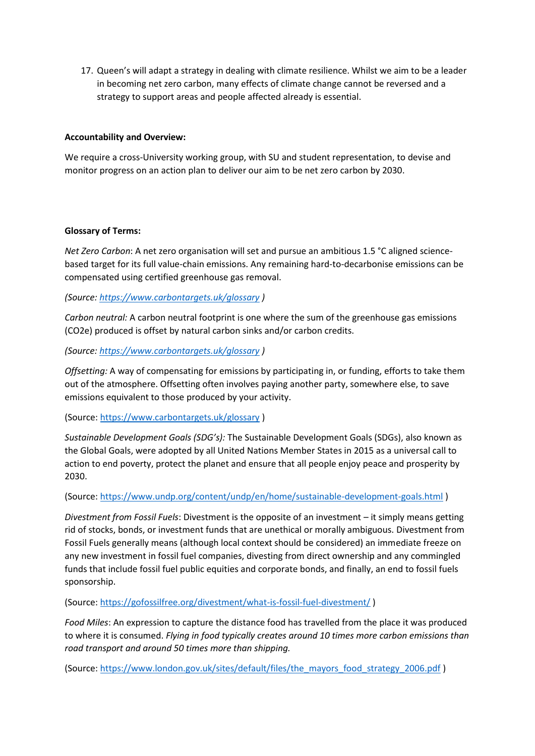17. Queen's will adapt a strategy in dealing with climate resilience. Whilst we aim to be a leader in becoming net zero carbon, many effects of climate change cannot be reversed and a strategy to support areas and people affected already is essential.

**Accountability and Overview:**

We require a cross-University working group, with SU and student representation, to devise and monitor progress on an action plan to deliver our aim to be net zero carbon by 2030.

**Glossary of Terms:**

*Net Zero Carbon*: A net zero organisation will set and pursue an ambitious 1.5 °C aligned science-based target for its full value-chain emissions. Any remaining hard-to-decarbonise emissions can be compensated using certified greenhouse gas removal.

*(Source: https://www.carbontargets.uk/glossary )*

*Carbon neutral:* A carbon neutral footprint is one where the sum of the greenhouse gas emissions (CO2e) produced is offset by natural carbon sinks and/or carbon credits.

*(Source: https://www.carbontargets.uk/glossary )*

*Offsetting:* A way of compensating for emissions by participating in, or funding, efforts to take them out of the atmosphere. Offsetting often involves paying another party, somewhere else, to save emissions equivalent to those produced by your activity.

(Source: https://www.carbontargets.uk/glossary )

*Sustainable Development Goals (SDG's):* The Sustainable Development Goals (SDGs), also known as the Global Goals, were adopted by all United Nations Member States in 2015 as a universal call to action to end poverty, protect the planet and ensure that all people enjoy peace and prosperity by 2030.

(Source: https://www.undp.org/content/undp/en/home/sustainable-development-goals.html )

*Divestment from Fossil Fuels*: Divestment is the opposite of an investment – it simply means getting rid of stocks, bonds, or investment funds that are unethical or morally ambiguous. Divestment from Fossil Fuels generally means (although local context should be considered) an immediate freeze on any new investment in fossil fuel companies, divesting from direct ownership and any commingled funds that include fossil fuel public equities and corporate bonds, and finally, an end to fossil fuels sponsorship.

(Source: https://gofossilfree.org/divestment/what-is-fossil-fuel-divestment/ )

*Food Miles*: An expression to capture the distance food has travelled from the place it was produced to where it is consumed. *Flying in food typically creates around 10 times more carbon emissions than road transport and around 50 times more than shipping.*

(Source: https://www.london.gov.uk/sites/default/files/the_mayors_food_strategy_2006.pdf )